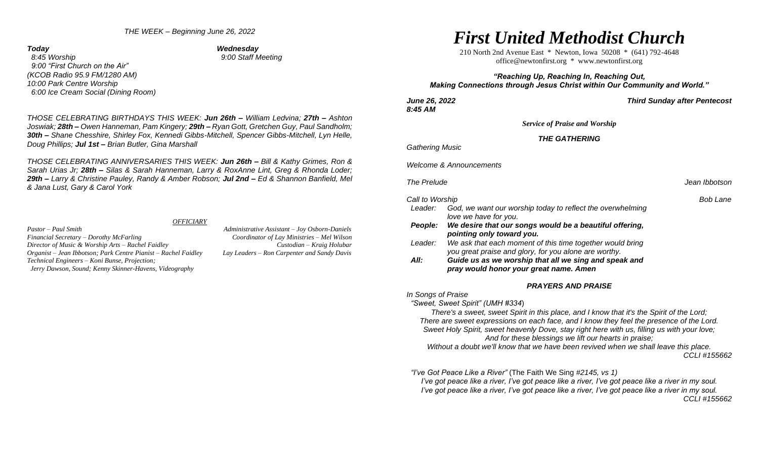*THE WEEK – Beginning June 26, 2022*

***Today***
*8:45 Worship*
*9:00 "First Church on the Air"*
*(KCOB Radio 95.9 FM/1280 AM)*
*10:00 Park Centre Worship*
*6:00 Ice Cream Social (Dining Room)*

***Wednesday***
*9:00 Staff Meeting*

*THOSE CELEBRATING BIRTHDAYS THIS WEEK:* ***Jun 26th –*** *William Ledvina;* ***27th –*** *Ashton Joswiak;* ***28th –*** *Owen Hanneman, Pam Kingery;* ***29th –*** *Ryan Gott, Gretchen Guy, Paul Sandholm;* ***30th –*** *Shane Chesshire, Shirley Fox, Kennedi Gibbs-Mitchell, Spencer Gibbs-Mitchell, Lyn Helle, Doug Phillips;* ***Jul 1st –*** *Brian Butler, Gina Marshall*

*THOSE CELEBRATING ANNIVERSARIES THIS WEEK:* ***Jun 26th –*** *Bill & Kathy Grimes, Ron & Sarah Urias Jr;* ***28th –*** *Silas & Sarah Hanneman, Larry & RoxAnne Lint, Greg & Rhonda Loder;* ***29th –*** *Larry & Christine Pauley, Randy & Amber Robson;* ***Jul 2nd –*** *Ed & Shannon Banfield, Mel & Jana Lust, Gary & Carol York*

*OFFICIARY*

*Pastor – Paul Smith*
*Financial Secretary – Dorothy McFarling*
*Director of Music & Worship Arts – Rachel Faidley*
*Organist – Jean Ibbotson; Park Centre Pianist – Rachel Faidley*
*Technical Engineers – Koni Bunse, Projection;*
*Jerry Dawson, Sound; Kenny Skinner-Havens, Videography*
*Administrative Assistant – Joy Osborn-Daniels*
*Coordinator of Lay Ministries – Mel Wilson*
*Custodian – Kraig Holubar*
*Lay Leaders – Ron Carpenter and Sandy Davis*

# *First United Methodist Church*

210 North 2nd Avenue East * Newton, Iowa 50208 * (641) 792-4648
office@newtonfirst.org * www.newtonfirst.org

***"Reaching Up, Reaching In, Reaching Out, Making Connections through Jesus Christ within Our Community and World."***

***June 26, 2022*** — ***Third Sunday after Pentecost***
***8:45 AM***

***Service of Praise and Worship***

### *THE GATHERING*

*Gathering Music*

*Welcome & Announcements*

*The Prelude* — *Jean Ibbotson*

*Call to Worship* — *Bob Lane*

*Leader:* *God, we want our worship today to reflect the overwhelming love we have for you.*
***People:*** ***We desire that our songs would be a beautiful offering, pointing only toward you.***
*Leader:* *We ask that each moment of this time together would bring you great praise and glory, for you alone are worthy.*
***All:*** ***Guide us as we worship that all we sing and speak and pray would honor your great name. Amen***

### *PRAYERS AND PRAISE*

*In Songs of Praise*

*"Sweet, Sweet Spirit" (UMH #334)*

*There's a sweet, sweet Spirit in this place, and I know that it's the Spirit of the Lord;*
*There are sweet expressions on each face, and I know they feel the presence of the Lord.*
*Sweet Holy Spirit, sweet heavenly Dove, stay right here with us, filling us with your love;*
*And for these blessings we lift our hearts in praise;*
*Without a doubt we'll know that we have been revived when we shall leave this place.*
*CCLI #155662*

*"I've Got Peace Like a River"* (The Faith We Sing *#2145, vs 1)*

*I've got peace like a river, I've got peace like a river, I've got peace like a river in my soul.*
*I've got peace like a river, I've got peace like a river, I've got peace like a river in my soul.*
*CCLI #155662*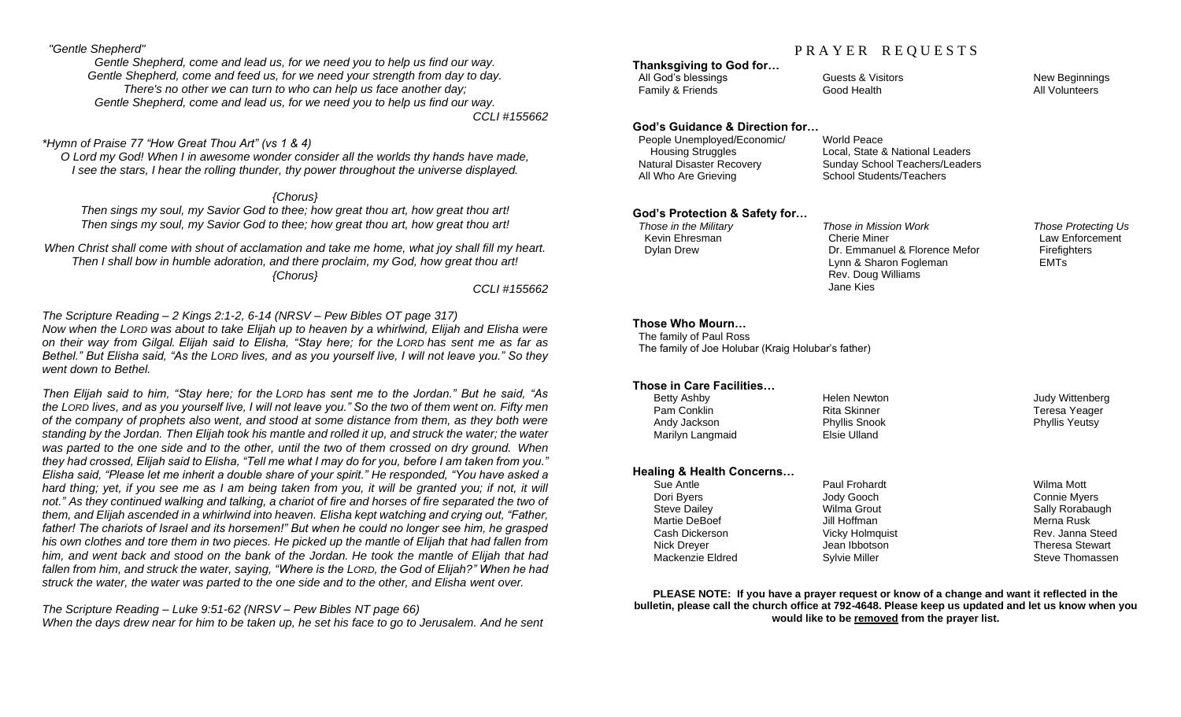*"Gentle Shepherd"*

*Gentle Shepherd, come and lead us, for we need you to help us find our way.*
*Gentle Shepherd, come and feed us, for we need your strength from day to day.*
*There's no other we can turn to who can help us face another day;*
*Gentle Shepherd, come and lead us, for we need you to help us find our way.*

*CCLI #155662*

*\*Hymn of Praise 77 "How Great Thou Art" (vs 1 & 4)*

*O Lord my God! When I in awesome wonder consider all the worlds thy hands have made,*
*I see the stars, I hear the rolling thunder, thy power throughout the universe displayed.*

*{Chorus}*

*Then sings my soul, my Savior God to thee; how great thou art, how great thou art!*
*Then sings my soul, my Savior God to thee; how great thou art, how great thou art!*

*When Christ shall come with shout of acclamation and take me home, what joy shall fill my heart.*
*Then I shall bow in humble adoration, and there proclaim, my God, how great thou art!*
*{Chorus}*

*CCLI #155662*

*The Scripture Reading – 2 Kings 2:1-2, 6-14 (NRSV – Pew Bibles OT page 317)*

*Now when the LORD was about to take Elijah up to heaven by a whirlwind, Elijah and Elisha were on their way from Gilgal. Elijah said to Elisha, "Stay here; for the LORD has sent me as far as Bethel." But Elisha said, "As the LORD lives, and as you yourself live, I will not leave you." So they went down to Bethel.*

*Then Elijah said to him, "Stay here; for the LORD has sent me to the Jordan." But he said, "As the LORD lives, and as you yourself live, I will not leave you." So the two of them went on. Fifty men of the company of prophets also went, and stood at some distance from them, as they both were standing by the Jordan. Then Elijah took his mantle and rolled it up, and struck the water; the water was parted to the one side and to the other, until the two of them crossed on dry ground. When they had crossed, Elijah said to Elisha, "Tell me what I may do for you, before I am taken from you." Elisha said, "Please let me inherit a double share of your spirit." He responded, "You have asked a hard thing; yet, if you see me as I am being taken from you, it will be granted you; if not, it will not." As they continued walking and talking, a chariot of fire and horses of fire separated the two of them, and Elijah ascended in a whirlwind into heaven. Elisha kept watching and crying out, "Father, father! The chariots of Israel and its horsemen!" But when he could no longer see him, he grasped his own clothes and tore them in two pieces. He picked up the mantle of Elijah that had fallen from him, and went back and stood on the bank of the Jordan. He took the mantle of Elijah that had fallen from him, and struck the water, saying, "Where is the LORD, the God of Elijah?" When he had struck the water, the water was parted to the one side and to the other, and Elisha went over.*

*The Scripture Reading – Luke 9:51-62 (NRSV – Pew Bibles NT page 66)*

*When the days drew near for him to be taken up, he set his face to go to Jerusalem. And he sent*

# PRAYER REQUESTS

**Thanksgiving to God for…**

All God's blessings
Family & Friends
Guests & Visitors
Good Health
New Beginnings
All Volunteers

**God's Guidance & Direction for…**

People Unemployed/Economic/ Housing Struggles
Natural Disaster Recovery
All Who Are Grieving
World Peace
Local, State & National Leaders
Sunday School Teachers/Leaders
School Students/Teachers

**God's Protection & Safety for…**

*Those in the Military*
Kevin Ehresman
Dylan Drew

*Those in Mission Work*
Cherie Miner
Dr. Emmanuel & Florence Mefor
Lynn & Sharon Fogleman
Rev. Doug Williams
Jane Kies

*Those Protecting Us*
Law Enforcement
Firefighters
EMTs

**Those Who Mourn…**

The family of Paul Ross
The family of Joe Holubar (Kraig Holubar's father)

**Those in Care Facilities…**

Betty Ashby
Pam Conklin
Andy Jackson
Marilyn Langmaid
Helen Newton
Rita Skinner
Phyllis Snook
Elsie Ulland
Judy Wittenberg
Teresa Yeager
Phyllis Yeutsy

**Healing & Health Concerns…**

Sue Antle
Dori Byers
Steve Dailey
Martie DeBoef
Cash Dickerson
Nick Dreyer
Mackenzie Eldred
Paul Frohardt
Jody Gooch
Wilma Grout
Jill Hoffman
Vicky Holmquist
Jean Ibbotson
Sylvie Miller
Wilma Mott
Connie Myers
Sally Rorabaugh
Merna Rusk
Rev. Janna Steed
Theresa Stewart
Steve Thomassen

**PLEASE NOTE: If you have a prayer request or know of a change and want it reflected in the bulletin, please call the church office at 792-4648. Please keep us updated and let us know when you would like to be removed from the prayer list.**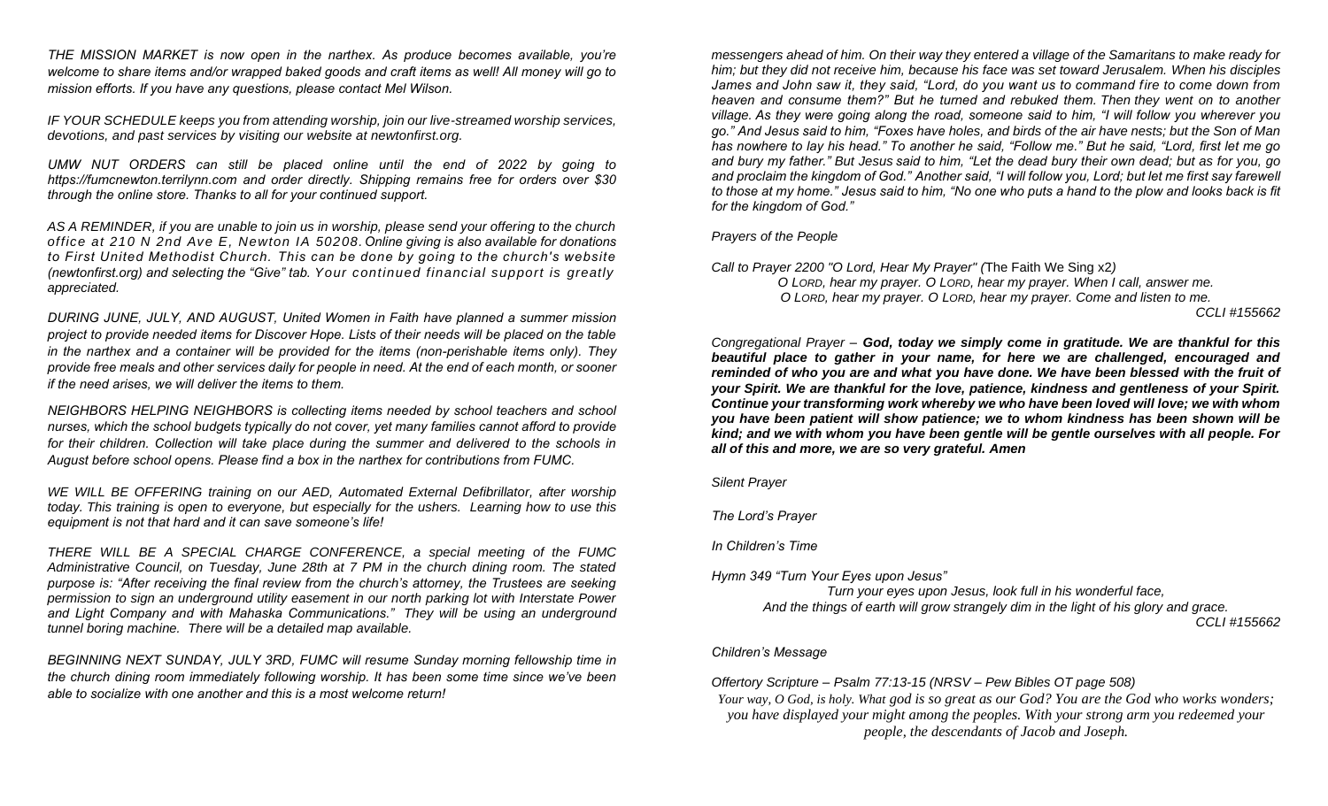*THE MISSION MARKET is now open in the narthex. As produce becomes available, you're welcome to share items and/or wrapped baked goods and craft items as well! All money will go to mission efforts. If you have any questions, please contact Mel Wilson.*

*IF YOUR SCHEDULE keeps you from attending worship, join our live-streamed worship services, devotions, and past services by visiting our website at newtonfirst.org.*

*UMW NUT ORDERS can still be placed online until the end of 2022 by going to https://fumcnewton.terrilynn.com and order directly. Shipping remains free for orders over $30 through the online store. Thanks to all for your continued support.*

*AS A REMINDER, if you are unable to join us in worship, please send your offering to the church office at 210 N 2nd Ave E, Newton IA 50208. Online giving is also available for donations to First United Methodist Church. This can be done by going to the church's website (newtonfirst.org) and selecting the "Give" tab. Your continued financial support is greatly appreciated.*

*DURING JUNE, JULY, AND AUGUST, United Women in Faith have planned a summer mission project to provide needed items for Discover Hope. Lists of their needs will be placed on the table in the narthex and a container will be provided for the items (non-perishable items only). They provide free meals and other services daily for people in need. At the end of each month, or sooner if the need arises, we will deliver the items to them.*

*NEIGHBORS HELPING NEIGHBORS is collecting items needed by school teachers and school nurses, which the school budgets typically do not cover, yet many families cannot afford to provide for their children. Collection will take place during the summer and delivered to the schools in August before school opens. Please find a box in the narthex for contributions from FUMC.*

*WE WILL BE OFFERING training on our AED, Automated External Defibrillator, after worship today. This training is open to everyone, but especially for the ushers. Learning how to use this equipment is not that hard and it can save someone's life!*

*THERE WILL BE A SPECIAL CHARGE CONFERENCE, a special meeting of the FUMC Administrative Council, on Tuesday, June 28th at 7 PM in the church dining room. The stated purpose is: "After receiving the final review from the church's attorney, the Trustees are seeking permission to sign an underground utility easement in our north parking lot with Interstate Power and Light Company and with Mahaska Communications." They will be using an underground tunnel boring machine. There will be a detailed map available.*

*BEGINNING NEXT SUNDAY, JULY 3RD, FUMC will resume Sunday morning fellowship time in the church dining room immediately following worship. It has been some time since we've been able to socialize with one another and this is a most welcome return!*

*messengers ahead of him. On their way they entered a village of the Samaritans to make ready for him; but they did not receive him, because his face was set toward Jerusalem. When his disciples James and John saw it, they said, "Lord, do you want us to command fire to come down from heaven and consume them?" But he turned and rebuked them. Then they went on to another village. As they were going along the road, someone said to him, "I will follow you wherever you go." And Jesus said to him, "Foxes have holes, and birds of the air have nests; but the Son of Man has nowhere to lay his head." To another he said, "Follow me." But he said, "Lord, first let me go and bury my father." But Jesus said to him, "Let the dead bury their own dead; but as for you, go and proclaim the kingdom of God." Another said, "I will follow you, Lord; but let me first say farewell to those at my home." Jesus said to him, "No one who puts a hand to the plow and looks back is fit for the kingdom of God."*

*Prayers of the People*

*Call to Prayer 2200 "O Lord, Hear My Prayer" (*The Faith We Sing *x2)*

*O LORD, hear my prayer. O LORD, hear my prayer. When I call, answer me.*
*O LORD, hear my prayer. O LORD, hear my prayer. Come and listen to me.*

*CCLI #155662*

*Congregational Prayer –* ***God, today we simply come in gratitude. We are thankful for this beautiful place to gather in your name, for here we are challenged, encouraged and reminded of who you are and what you have done. We have been blessed with the fruit of your Spirit. We are thankful for the love, patience, kindness and gentleness of your Spirit. Continue your transforming work whereby we who have been loved will love; we with whom you have been patient will show patience; we to whom kindness has been shown will be kind; and we with whom you have been gentle will be gentle ourselves with all people. For all of this and more, we are so very grateful. Amen***

*Silent Prayer*

*The Lord's Prayer*

*In Children's Time*

*Hymn 349 "Turn Your Eyes upon Jesus"*

*Turn your eyes upon Jesus, look full in his wonderful face,*
*And the things of earth will grow strangely dim in the light of his glory and grace.*

*CCLI #155662*

*Children's Message*

*Offertory Scripture – Psalm 77:13-15 (NRSV – Pew Bibles OT page 508)*

*Your way, O God, is holy. What god is so great as our God? You are the God who works wonders; you have displayed your might among the peoples. With your strong arm you redeemed your people, the descendants of Jacob and Joseph.*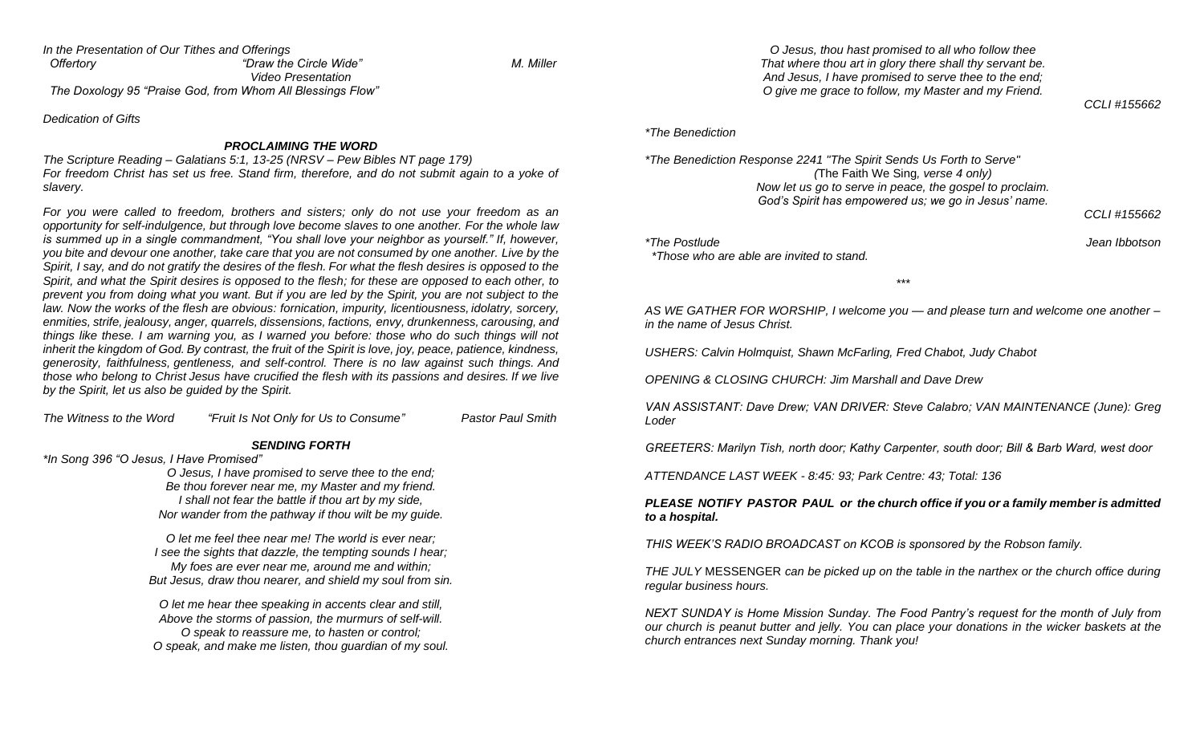*In the Presentation of Our Tithes and Offerings*

*Offertory* *"Draw the Circle Wide"* *M. Miller*

*Video Presentation*

*The Doxology 95 "Praise God, from Whom All Blessings Flow"*

*Dedication of Gifts*

***PROCLAIMING THE WORD***

*The Scripture Reading – Galatians 5:1, 13-25 (NRSV – Pew Bibles NT page 179)*

*For freedom Christ has set us free. Stand firm, therefore, and do not submit again to a yoke of slavery.*

*For you were called to freedom, brothers and sisters; only do not use your freedom as an opportunity for self-indulgence, but through love become slaves to one another. For the whole law is summed up in a single commandment, "You shall love your neighbor as yourself." If, however, you bite and devour one another, take care that you are not consumed by one another. Live by the Spirit, I say, and do not gratify the desires of the flesh. For what the flesh desires is opposed to the Spirit, and what the Spirit desires is opposed to the flesh; for these are opposed to each other, to prevent you from doing what you want. But if you are led by the Spirit, you are not subject to the law. Now the works of the flesh are obvious: fornication, impurity, licentiousness, idolatry, sorcery, enmities, strife, jealousy, anger, quarrels, dissensions, factions, envy, drunkenness, carousing, and things like these. I am warning you, as I warned you before: those who do such things will not inherit the kingdom of God. By contrast, the fruit of the Spirit is love, joy, peace, patience, kindness, generosity, faithfulness, gentleness, and self-control. There is no law against such things. And those who belong to Christ Jesus have crucified the flesh with its passions and desires. If we live by the Spirit, let us also be guided by the Spirit.*

*The Witness to the Word* *"Fruit Is Not Only for Us to Consume"* *Pastor Paul Smith*

***SENDING FORTH***

*\*In Song 396 "O Jesus, I Have Promised"*

*O Jesus, I have promised to serve thee to the end;*
*Be thou forever near me, my Master and my friend.*
*I shall not fear the battle if thou art by my side,*
*Nor wander from the pathway if thou wilt be my guide.*

*O let me feel thee near me! The world is ever near;*
*I see the sights that dazzle, the tempting sounds I hear;*
*My foes are ever near me, around me and within;*
*But Jesus, draw thou nearer, and shield my soul from sin.*

*O let me hear thee speaking in accents clear and still,*
*Above the storms of passion, the murmurs of self-will.*
*O speak to reassure me, to hasten or control;*
*O speak, and make me listen, thou guardian of my soul.*

*O Jesus, thou hast promised to all who follow thee*
*That where thou art in glory there shall thy servant be.*
*And Jesus, I have promised to serve thee to the end;*
*O give me grace to follow, my Master and my Friend.*

*CCLI #155662*

*\*The Benediction*

*\*The Benediction Response 2241 "The Spirit Sends Us Forth to Serve"*
*(*The Faith We Sing*, verse 4 only)*

*Now let us go to serve in peace, the gospel to proclaim.*
*God's Spirit has empowered us; we go in Jesus' name.*

*CCLI #155662*

*\*The Postlude* *Jean Ibbotson*

*\*Those who are able are invited to stand.*

\*\*\*

*AS WE GATHER FOR WORSHIP, I welcome you — and please turn and welcome one another – in the name of Jesus Christ.*

*USHERS: Calvin Holmquist, Shawn McFarling, Fred Chabot, Judy Chabot*

*OPENING & CLOSING CHURCH: Jim Marshall and Dave Drew*

*VAN ASSISTANT: Dave Drew; VAN DRIVER: Steve Calabro; VAN MAINTENANCE (June): Greg Loder*

*GREETERS: Marilyn Tish, north door; Kathy Carpenter, south door; Bill & Barb Ward, west door*

*ATTENDANCE LAST WEEK - 8:45: 93; Park Centre: 43; Total: 136*

***PLEASE NOTIFY PASTOR PAUL or the church office if you or a family member is admitted to a hospital.***

*THIS WEEK'S RADIO BROADCAST on KCOB is sponsored by the Robson family.*

*THE JULY* MESSENGER *can be picked up on the table in the narthex or the church office during regular business hours.*

*NEXT SUNDAY is Home Mission Sunday. The Food Pantry's request for the month of July from our church is peanut butter and jelly. You can place your donations in the wicker baskets at the church entrances next Sunday morning. Thank you!*